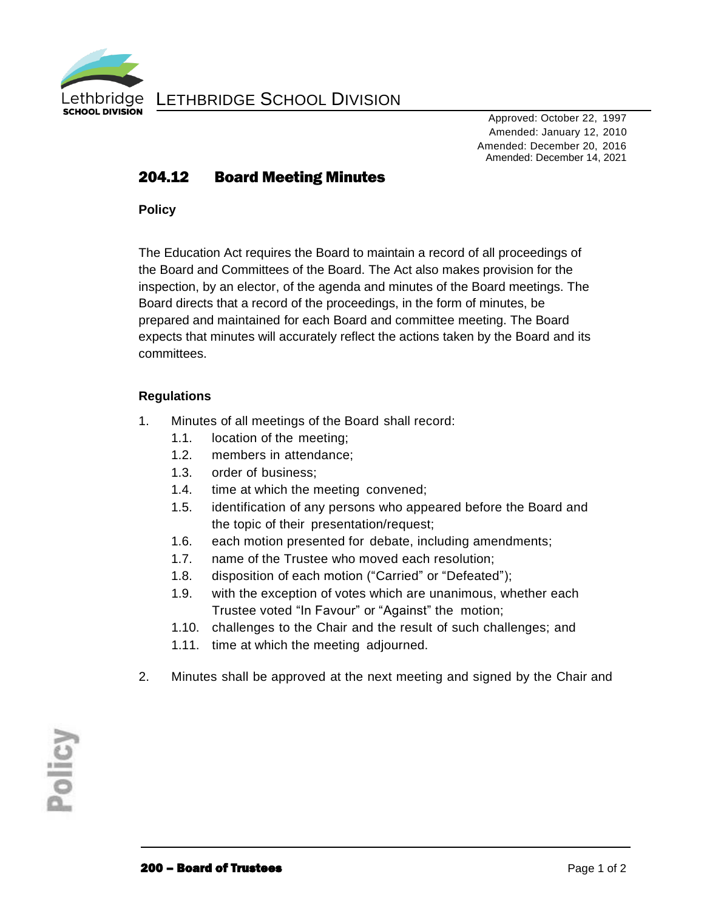LETHBRIDGE SCHOOL DIVISION

Approved: October 22, 1997
Amended: January 12, 2010
Amended: December 20, 2016
Amended: December 14, 2021

# 204.12 Board Meeting Minutes

## Policy

The Education Act requires the Board to maintain a record of all proceedings of the Board and Committees of the Board. The Act also makes provision for the inspection, by an elector, of the agenda and minutes of the Board meetings. The Board directs that a record of the proceedings, in the form of minutes, be prepared and maintained for each Board and committee meeting. The Board expects that minutes will accurately reflect the actions taken by the Board and its committees.

## Regulations

1. Minutes of all meetings of the Board shall record:
   - 1.1. location of the meeting;
   - 1.2. members in attendance;
   - 1.3. order of business;
   - 1.4. time at which the meeting convened;
   - 1.5. identification of any persons who appeared before the Board and the topic of their presentation/request;
   - 1.6. each motion presented for debate, including amendments;
   - 1.7. name of the Trustee who moved each resolution;
   - 1.8. disposition of each motion ("Carried" or "Defeated");
   - 1.9. with the exception of votes which are unanimous, whether each Trustee voted "In Favour" or "Against" the motion;
   - 1.10. challenges to the Chair and the result of such challenges; and
   - 1.11. time at which the meeting adjourned.

2. Minutes shall be approved at the next meeting and signed by the Chair and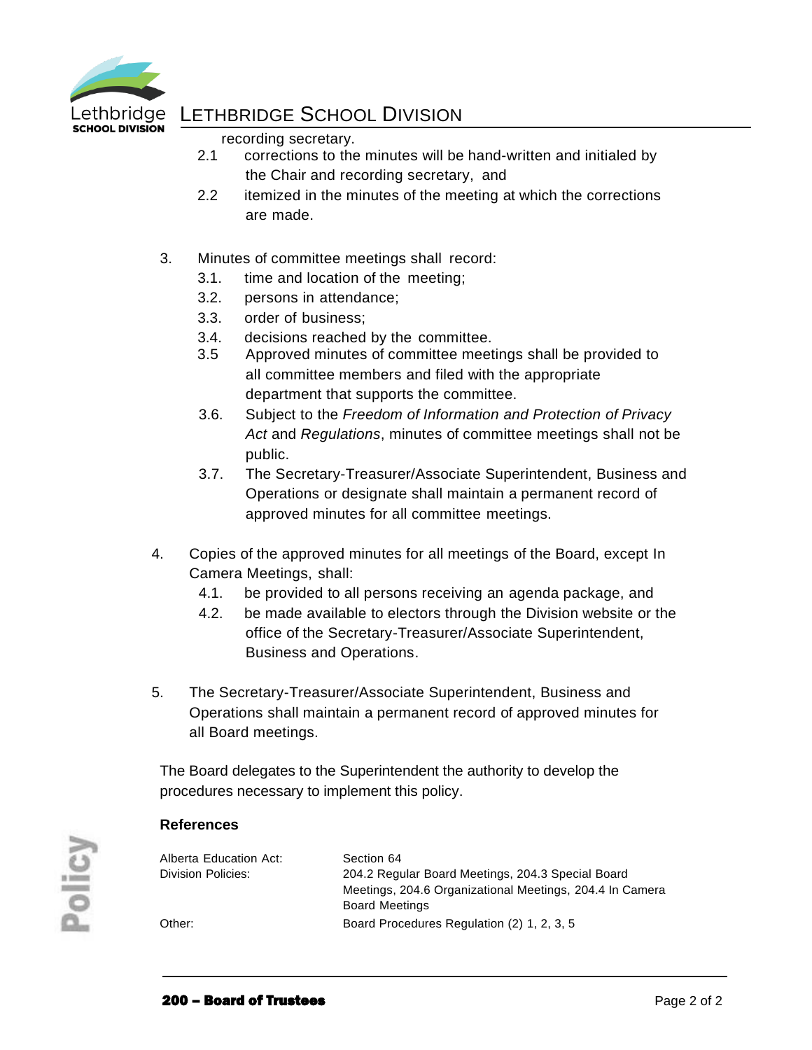recording secretary.

2.1 corrections to the minutes will be hand-written and initialed by the Chair and recording secretary, and

2.2 itemized in the minutes of the meeting at which the corrections are made.

3. Minutes of committee meetings shall record:
   - 3.1. time and location of the meeting;
   - 3.2. persons in attendance;
   - 3.3. order of business;
   - 3.4. decisions reached by the committee.
   - 3.5 Approved minutes of committee meetings shall be provided to all committee members and filed with the appropriate department that supports the committee.
   - 3.6. Subject to the *Freedom of Information and Protection of Privacy Act* and *Regulations*, minutes of committee meetings shall not be public.
   - 3.7. The Secretary-Treasurer/Associate Superintendent, Business and Operations or designate shall maintain a permanent record of approved minutes for all committee meetings.

4. Copies of the approved minutes for all meetings of the Board, except In Camera Meetings, shall:
   - 4.1. be provided to all persons receiving an agenda package, and
   - 4.2. be made available to electors through the Division website or the office of the Secretary-Treasurer/Associate Superintendent, Business and Operations.

5. The Secretary-Treasurer/Associate Superintendent, Business and Operations shall maintain a permanent record of approved minutes for all Board meetings.

The Board delegates to the Superintendent the authority to develop the procedures necessary to implement this policy.

**References**

| | |
|---|---|
| Alberta Education Act: | Section 64 |
| Division Policies: | 204.2 Regular Board Meetings, 204.3 Special Board Meetings, 204.6 Organizational Meetings, 204.4 In Camera Board Meetings |
| Other: | Board Procedures Regulation (2) 1, 2, 3, 5 |